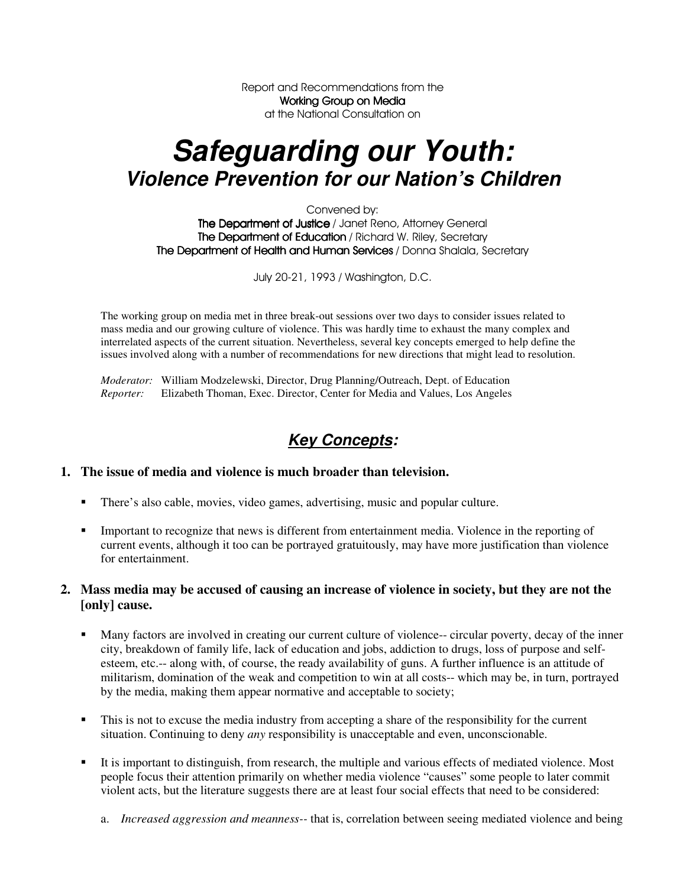Report and Recommendations from the
**Working Group on Media**
at the National Consultation on

# *Safeguarding our Youth:*
## *Violence Prevention for our Nation's Children*

Convened by:
**The Department of Justice** / Janet Reno, Attorney General
**The Department of Education** / Richard W. Riley, Secretary
**The Department of Health and Human Services** / Donna Shalala, Secretary

July 20-21, 1993 / Washington, D.C.

The working group on media met in three break-out sessions over two days to consider issues related to mass media and our growing culture of violence. This was hardly time to exhaust the many complex and interrelated aspects of the current situation. Nevertheless, several key concepts emerged to help define the issues involved along with a number of recommendations for new directions that might lead to resolution.

*Moderator:* William Modzelewski, Director, Drug Planning/Outreach, Dept. of Education
*Reporter:* Elizabeth Thoman, Exec. Director, Center for Media and Values, Los Angeles

## ***Key Concepts*:**

### 1. The issue of media and violence is much broader than television.

- There's also cable, movies, video games, advertising, music and popular culture.
- Important to recognize that news is different from entertainment media. Violence in the reporting of current events, although it too can be portrayed gratuitously, may have more justification than violence for entertainment.

### 2. Mass media may be accused of causing an increase of violence in society, but they are not the [only] cause.

- Many factors are involved in creating our current culture of violence-- circular poverty, decay of the inner city, breakdown of family life, lack of education and jobs, addiction to drugs, loss of purpose and self-esteem, etc.-- along with, of course, the ready availability of guns. A further influence is an attitude of militarism, domination of the weak and competition to win at all costs-- which may be, in turn, portrayed by the media, making them appear normative and acceptable to society;
- This is not to excuse the media industry from accepting a share of the responsibility for the current situation. Continuing to deny *any* responsibility is unacceptable and even, unconscionable.
- It is important to distinguish, from research, the multiple and various effects of mediated violence. Most people focus their attention primarily on whether media violence "causes" some people to later commit violent acts, but the literature suggests there are at least four social effects that need to be considered:

  a. *Increased aggression and meanness*-- that is, correlation between seeing mediated violence and being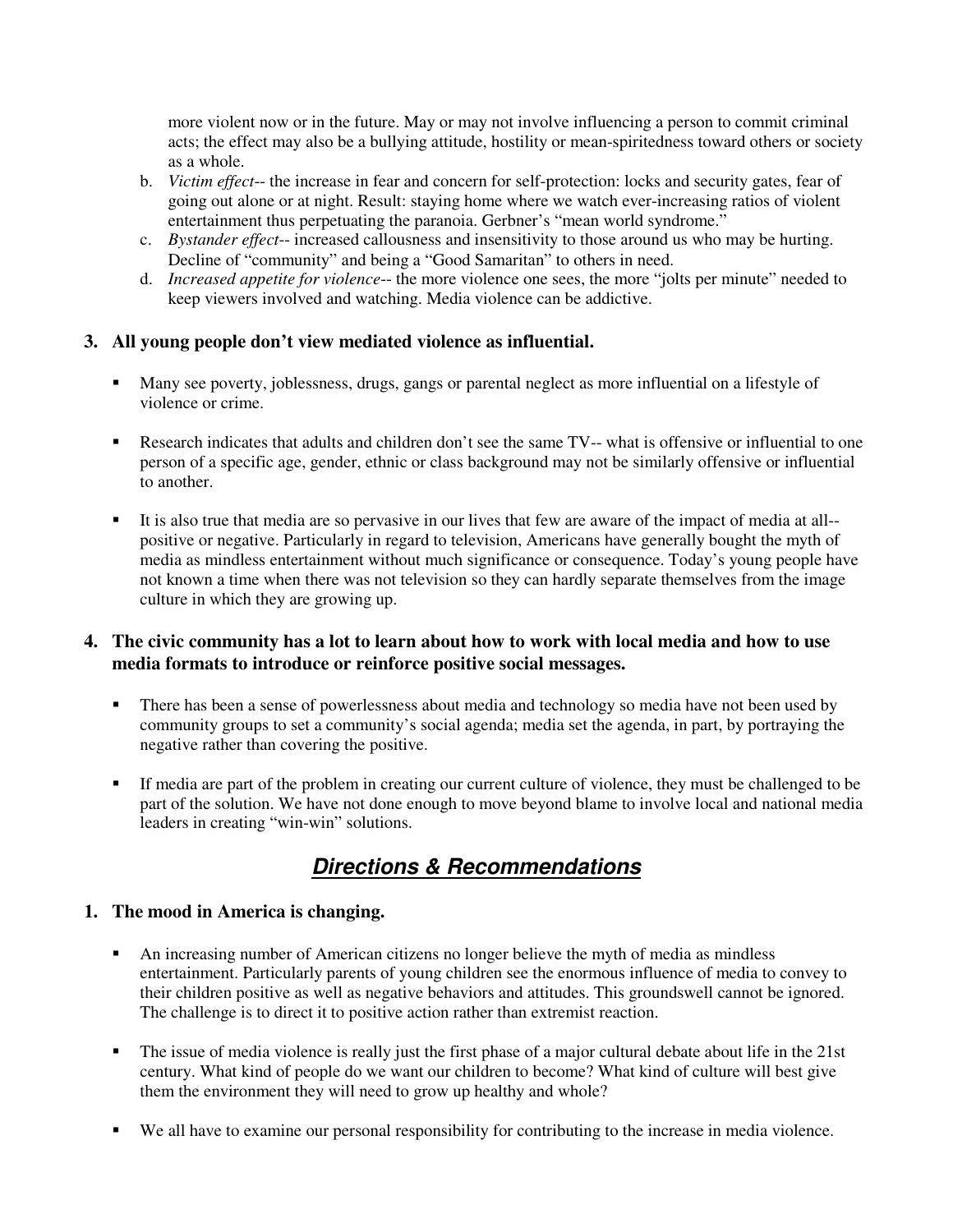more violent now or in the future. May or may not involve influencing a person to commit criminal acts; the effect may also be a bullying attitude, hostility or mean-spiritedness toward others or society as a whole.

b. *Victim effect*-- the increase in fear and concern for self-protection: locks and security gates, fear of going out alone or at night. Result: staying home where we watch ever-increasing ratios of violent entertainment thus perpetuating the paranoia. Gerbner's "mean world syndrome."
c. *Bystander effect*-- increased callousness and insensitivity to those around us who may be hurting. Decline of "community" and being a "Good Samaritan" to others in need.
d. *Increased appetite for violence*-- the more violence one sees, the more "jolts per minute" needed to keep viewers involved and watching. Media violence can be addictive.

**3. All young people don't view mediated violence as influential.**

- Many see poverty, joblessness, drugs, gangs or parental neglect as more influential on a lifestyle of violence or crime.

- Research indicates that adults and children don't see the same TV-- what is offensive or influential to one person of a specific age, gender, ethnic or class background may not be similarly offensive or influential to another.

- It is also true that media are so pervasive in our lives that few are aware of the impact of media at all-- positive or negative. Particularly in regard to television, Americans have generally bought the myth of media as mindless entertainment without much significance or consequence. Today's young people have not known a time when there was not television so they can hardly separate themselves from the image culture in which they are growing up.

**4. The civic community has a lot to learn about how to work with local media and how to use media formats to introduce or reinforce positive social messages.**

- There has been a sense of powerlessness about media and technology so media have not been used by community groups to set a community's social agenda; media set the agenda, in part, by portraying the negative rather than covering the positive.

- If media are part of the problem in creating our current culture of violence, they must be challenged to be part of the solution. We have not done enough to move beyond blame to involve local and national media leaders in creating "win-win" solutions.

## ***Directions & Recommendations***

**1. The mood in America is changing.**

- An increasing number of American citizens no longer believe the myth of media as mindless entertainment. Particularly parents of young children see the enormous influence of media to convey to their children positive as well as negative behaviors and attitudes. This groundswell cannot be ignored. The challenge is to direct it to positive action rather than extremist reaction.

- The issue of media violence is really just the first phase of a major cultural debate about life in the 21st century. What kind of people do we want our children to become? What kind of culture will best give them the environment they will need to grow up healthy and whole?

- We all have to examine our personal responsibility for contributing to the increase in media violence.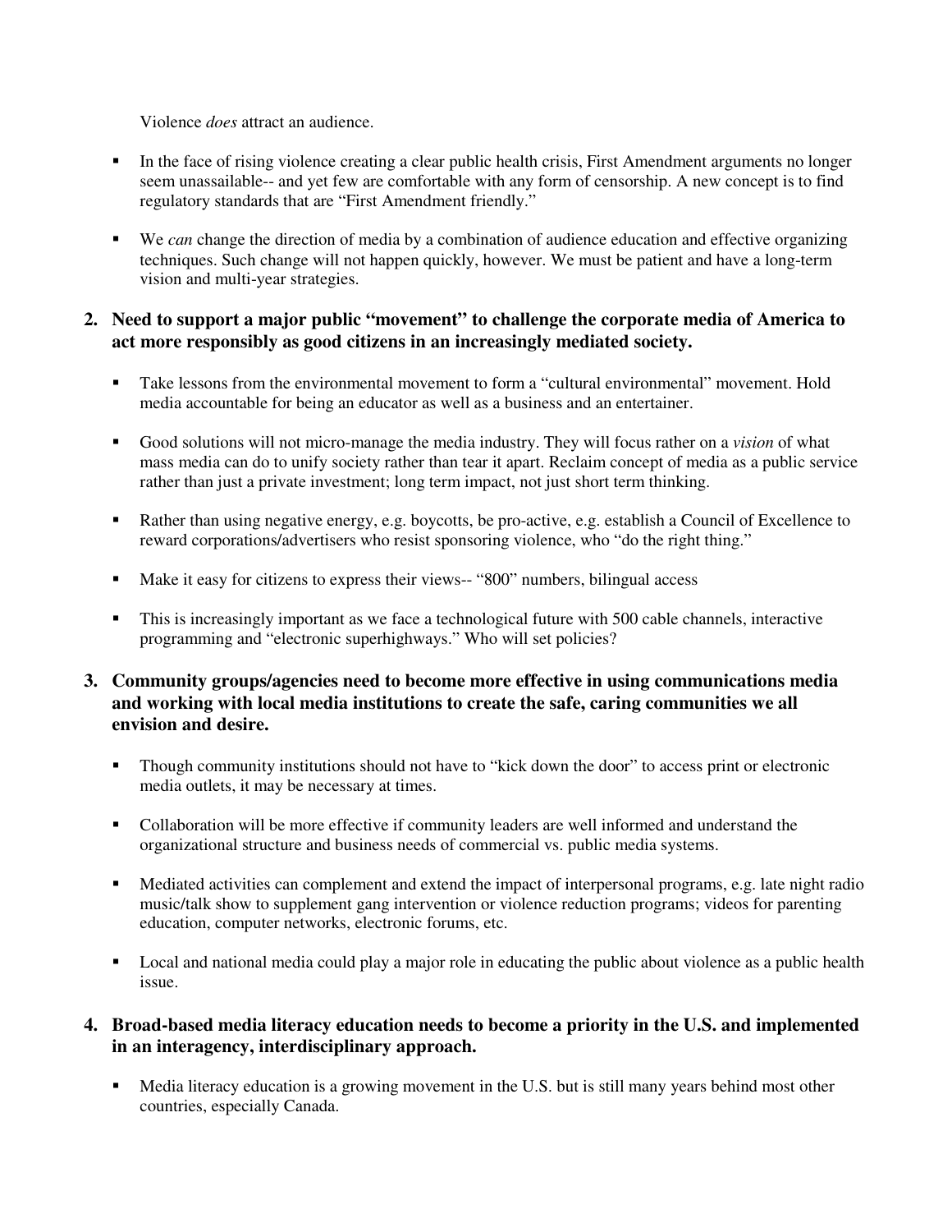Violence *does* attract an audience.

- In the face of rising violence creating a clear public health crisis, First Amendment arguments no longer seem unassailable-- and yet few are comfortable with any form of censorship. A new concept is to find regulatory standards that are "First Amendment friendly."

- We *can* change the direction of media by a combination of audience education and effective organizing techniques. Such change will not happen quickly, however. We must be patient and have a long-term vision and multi-year strategies.

**2. Need to support a major public "movement" to challenge the corporate media of America to act more responsibly as good citizens in an increasingly mediated society.**

- Take lessons from the environmental movement to form a "cultural environmental" movement. Hold media accountable for being an educator as well as a business and an entertainer.

- Good solutions will not micro-manage the media industry. They will focus rather on a *vision* of what mass media can do to unify society rather than tear it apart. Reclaim concept of media as a public service rather than just a private investment; long term impact, not just short term thinking.

- Rather than using negative energy, e.g. boycotts, be pro-active, e.g. establish a Council of Excellence to reward corporations/advertisers who resist sponsoring violence, who "do the right thing."

- Make it easy for citizens to express their views-- "800" numbers, bilingual access

- This is increasingly important as we face a technological future with 500 cable channels, interactive programming and "electronic superhighways." Who will set policies?

**3. Community groups/agencies need to become more effective in using communications media and working with local media institutions to create the safe, caring communities we all envision and desire.**

- Though community institutions should not have to "kick down the door" to access print or electronic media outlets, it may be necessary at times.

- Collaboration will be more effective if community leaders are well informed and understand the organizational structure and business needs of commercial vs. public media systems.

- Mediated activities can complement and extend the impact of interpersonal programs, e.g. late night radio music/talk show to supplement gang intervention or violence reduction programs; videos for parenting education, computer networks, electronic forums, etc.

- Local and national media could play a major role in educating the public about violence as a public health issue.

**4. Broad-based media literacy education needs to become a priority in the U.S. and implemented in an interagency, interdisciplinary approach.**

- Media literacy education is a growing movement in the U.S. but is still many years behind most other countries, especially Canada.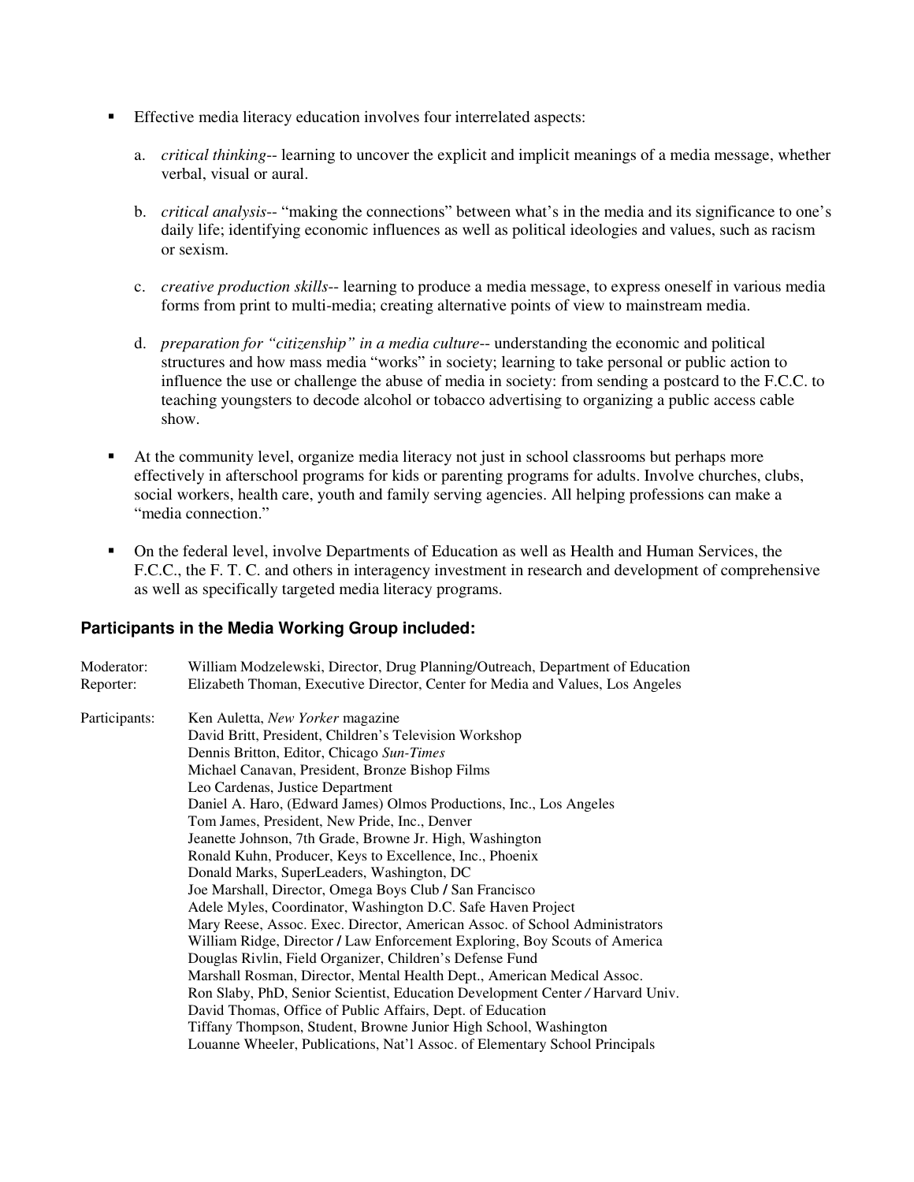- Effective media literacy education involves four interrelated aspects:

    a. *critical thinking*-- learning to uncover the explicit and implicit meanings of a media message, whether verbal, visual or aural.

    b. *critical analysis*-- "making the connections" between what's in the media and its significance to one's daily life; identifying economic influences as well as political ideologies and values, such as racism or sexism.

    c. *creative production skills*-- learning to produce a media message, to express oneself in various media forms from print to multi-media; creating alternative points of view to mainstream media.

    d. *preparation for "citizenship" in a media culture*-- understanding the economic and political structures and how mass media "works" in society; learning to take personal or public action to influence the use or challenge the abuse of media in society: from sending a postcard to the F.C.C. to teaching youngsters to decode alcohol or tobacco advertising to organizing a public access cable show.

- At the community level, organize media literacy not just in school classrooms but perhaps more effectively in afterschool programs for kids or parenting programs for adults. Involve churches, clubs, social workers, health care, youth and family serving agencies. All helping professions can make a "media connection."

- On the federal level, involve Departments of Education as well as Health and Human Services, the F.C.C., the F. T. C. and others in interagency investment in research and development of comprehensive as well as specifically targeted media literacy programs.

### Participants in the Media Working Group included:

Moderator: William Modzelewski, Director, Drug Planning/Outreach, Department of Education
Reporter: Elizabeth Thoman, Executive Director, Center for Media and Values, Los Angeles

Participants:
Ken Auletta, *New Yorker* magazine
David Britt, President, Children's Television Workshop
Dennis Britton, Editor, Chicago *Sun-Times*
Michael Canavan, President, Bronze Bishop Films
Leo Cardenas, Justice Department
Daniel A. Haro, (Edward James) Olmos Productions, Inc., Los Angeles
Tom James, President, New Pride, Inc., Denver
Jeanette Johnson, 7th Grade, Browne Jr. High, Washington
Ronald Kuhn, Producer, Keys to Excellence, Inc., Phoenix
Donald Marks, SuperLeaders, Washington, DC
Joe Marshall, Director, Omega Boys Club / San Francisco
Adele Myles, Coordinator, Washington D.C. Safe Haven Project
Mary Reese, Assoc. Exec. Director, American Assoc. of School Administrators
William Ridge, Director / Law Enforcement Exploring, Boy Scouts of America
Douglas Rivlin, Field Organizer, Children's Defense Fund
Marshall Rosman, Director, Mental Health Dept., American Medical Assoc.
Ron Slaby, PhD, Senior Scientist, Education Development Center / Harvard Univ.
David Thomas, Office of Public Affairs, Dept. of Education
Tiffany Thompson, Student, Browne Junior High School, Washington
Louanne Wheeler, Publications, Nat'l Assoc. of Elementary School Principals